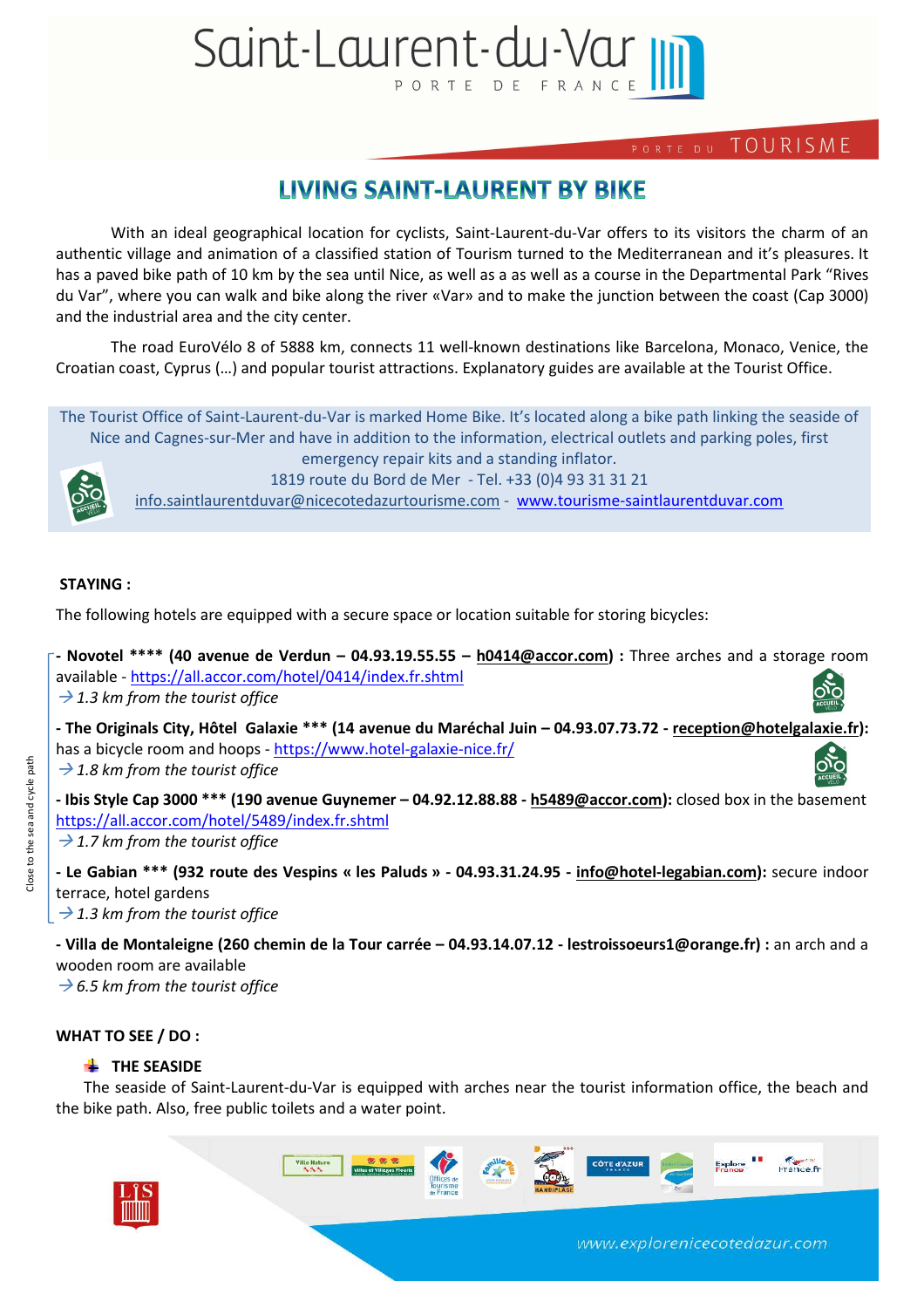# LIVING SAINT-LAURENT BY BIKE

With an ideal geographical location for cyclists, Saint-Laurent-du-Var offers to its visitors the charm of an authentic village and animation of a classified station of Tourism turned to the Mediterranean and it's pleasures. It has a paved bike path of 10 km by the sea until Nice, as well as a as well as a course in the Departmental Park "Rives du Var", where you can walk and bike along the river «Var» and to make the junction between the coast (Cap 3000) and the industrial area and the city center.

The road EuroVélo 8 of 5888 km, connects 11 well-known destinations like Barcelona, Monaco, Venice, the Croatian coast, Cyprus (…) and popular tourist attractions. Explanatory guides are available at the Tourist Office.

The Tourist Office of Saint-Laurent-du-Var is marked Home Bike. It's located along a bike path linking the seaside of Nice and Cagnes-sur-Mer and have in addition to the information, electrical outlets and parking poles, first emergency repair kits and a standing inflator.
1819 route du Bord de Mer - Tel. +33 (0)4 93 31 31 21
info.saintlaurentduvar@nicecotedazurtourisme.com - www.tourisme-saintlaurentduvar.com

## STAYING :

The following hotels are equipped with a secure space or location suitable for storing bicycles:

*Close to the sea and cycle path*

**- Novotel \*\*\*\* (40 avenue de Verdun – 04.93.19.55.55 – h0414@accor.com) :** Three arches and a storage room available - https://all.accor.com/hotel/0414/index.fr.shtml
→ *1.3 km from the tourist office*

**- The Originals City, Hôtel Galaxie \*\*\* (14 avenue du Maréchal Juin – 04.93.07.73.72 - reception@hotelgalaxie.fr):** has a bicycle room and hoops - https://www.hotel-galaxie-nice.fr/
→ *1.8 km from the tourist office*

**- Ibis Style Cap 3000 \*\*\* (190 avenue Guynemer – 04.92.12.88.88 - h5489@accor.com):** closed box in the basement https://all.accor.com/hotel/5489/index.fr.shtml
→ *1.7 km from the tourist office*

**- Le Gabian \*\*\* (932 route des Vespins « les Paluds » - 04.93.31.24.95 - info@hotel-legabian.com):** secure indoor terrace, hotel gardens
→ *1.3 km from the tourist office*

**- Villa de Montaleigne (260 chemin de la Tour carrée – 04.93.14.07.12 - lestroissoeurs1@orange.fr) :** an arch and a wooden room are available
→ *6.5 km from the tourist office*

## WHAT TO SEE / DO :

### THE SEASIDE

The seaside of Saint-Laurent-du-Var is equipped with arches near the tourist information office, the beach and the bike path. Also, free public toilets and a water point.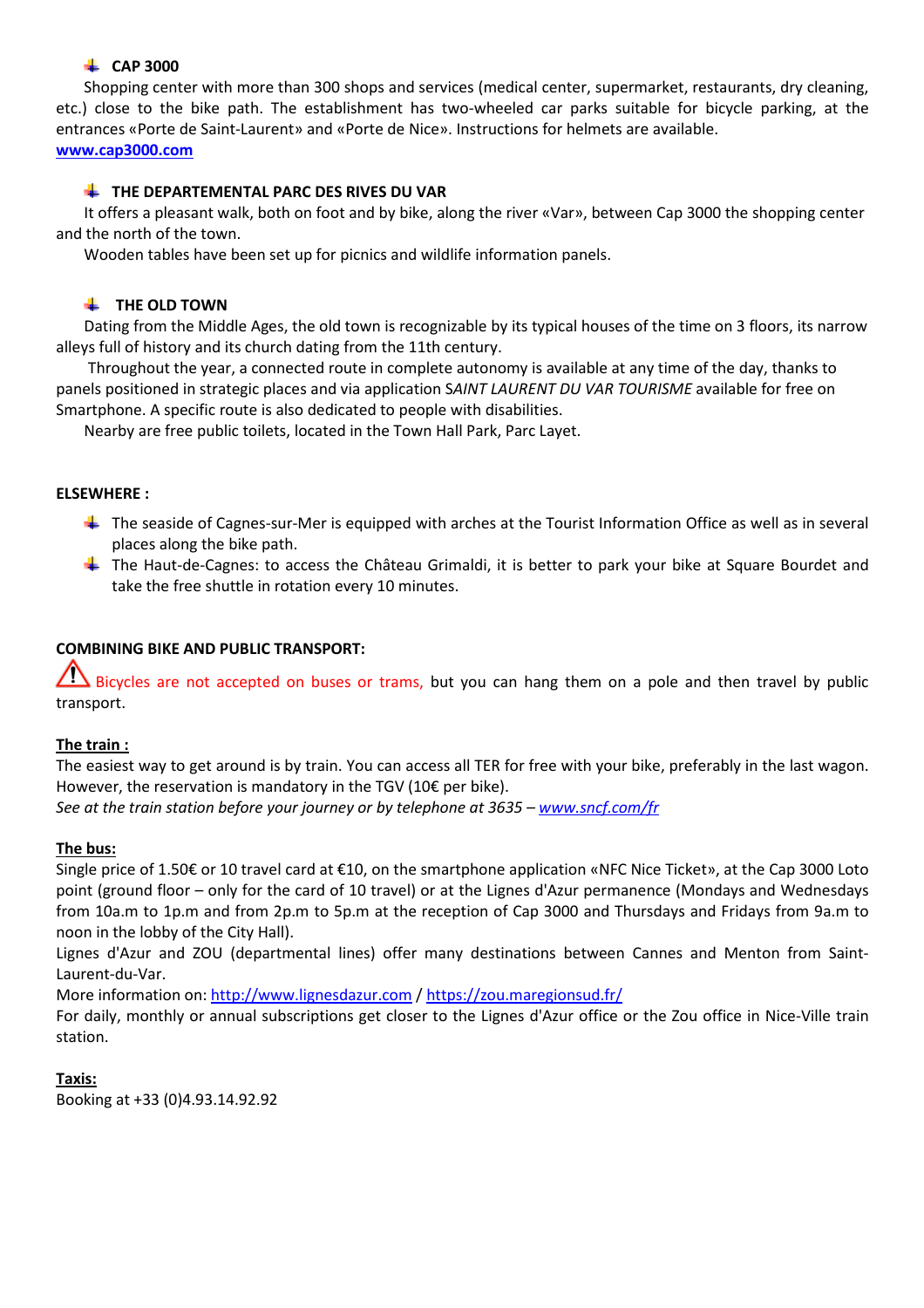- **CAP 3000**

Shopping center with more than 300 shops and services (medical center, supermarket, restaurants, dry cleaning, etc.) close to the bike path. The establishment has two-wheeled car parks suitable for bicycle parking, at the entrances «Porte de Saint-Laurent» and «Porte de Nice». Instructions for helmets are available.
**www.cap3000.com**

- **THE DEPARTEMENTAL PARC DES RIVES DU VAR**

It offers a pleasant walk, both on foot and by bike, along the river «Var», between Cap 3000 the shopping center and the north of the town.

Wooden tables have been set up for picnics and wildlife information panels.

- **THE OLD TOWN**

Dating from the Middle Ages, the old town is recognizable by its typical houses of the time on 3 floors, its narrow alleys full of history and its church dating from the 11th century.

Throughout the year, a connected route in complete autonomy is available at any time of the day, thanks to panels positioned in strategic places and via application S*AINT LAURENT DU VAR TOURISME* available for free on Smartphone. A specific route is also dedicated to people with disabilities.

Nearby are free public toilets, located in the Town Hall Park, Parc Layet.

**ELSEWHERE :**

- The seaside of Cagnes-sur-Mer is equipped with arches at the Tourist Information Office as well as in several places along the bike path.
- The Haut-de-Cagnes: to access the Château Grimaldi, it is better to park your bike at Square Bourdet and take the free shuttle in rotation every 10 minutes.

**COMBINING BIKE AND PUBLIC TRANSPORT:**

⚠ Bicycles are not accepted on buses or trams, but you can hang them on a pole and then travel by public transport.

**The train :**

The easiest way to get around is by train. You can access all TER for free with your bike, preferably in the last wagon. However, the reservation is mandatory in the TGV (10€ per bike).

*See at the train station before your journey or by telephone at 3635 – www.sncf.com/fr*

**The bus:**

Single price of 1.50€ or 10 travel card at €10, on the smartphone application «NFC Nice Ticket», at the Cap 3000 Loto point (ground floor – only for the card of 10 travel) or at the Lignes d'Azur permanence (Mondays and Wednesdays from 10a.m to 1p.m and from 2p.m to 5p.m at the reception of Cap 3000 and Thursdays and Fridays from 9a.m to noon in the lobby of the City Hall).

Lignes d'Azur and ZOU (departmental lines) offer many destinations between Cannes and Menton from Saint-Laurent-du-Var.

More information on: http://www.lignesdazur.com / https://zou.maregionsud.fr/

For daily, monthly or annual subscriptions get closer to the Lignes d'Azur office or the Zou office in Nice-Ville train station.

**Taxis:**

Booking at +33 (0)4.93.14.92.92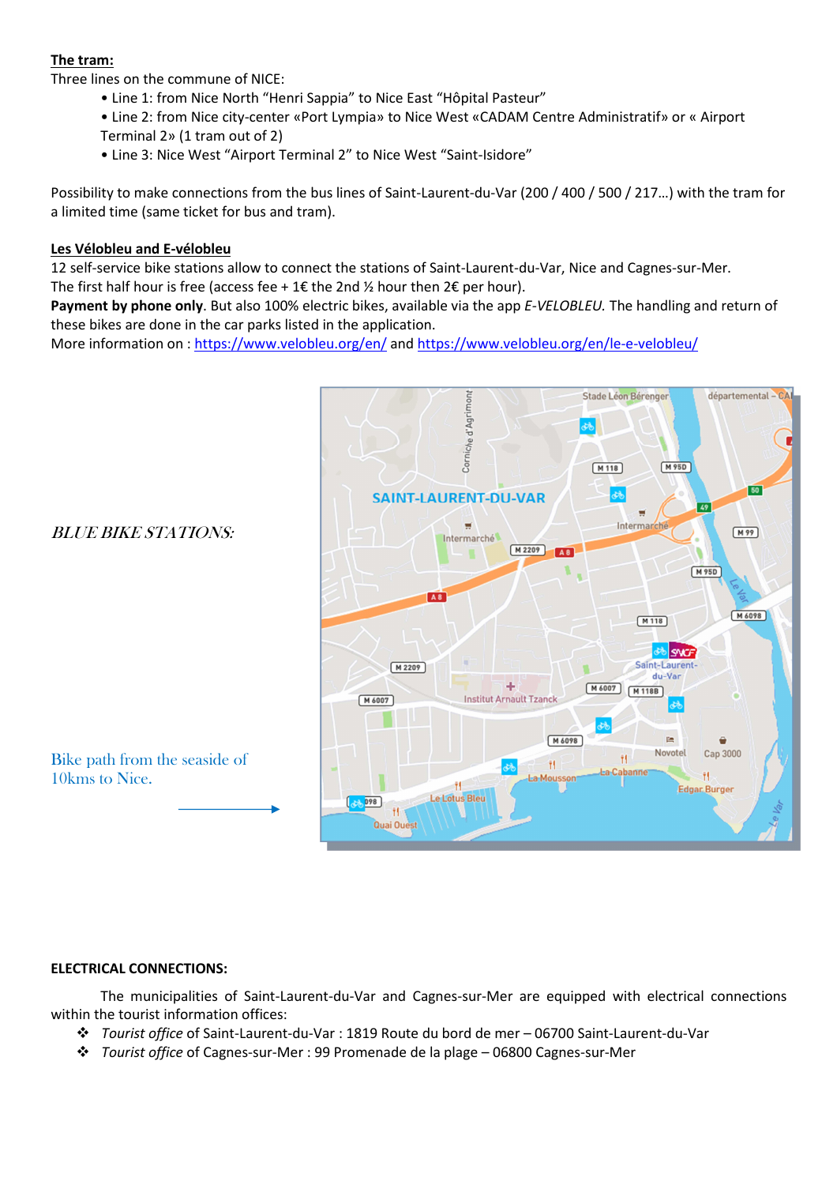**The tram:**

Three lines on the commune of NICE:

- Line 1: from Nice North "Henri Sappia" to Nice East "Hôpital Pasteur"
- Line 2: from Nice city-center «Port Lympia» to Nice West «CADAM Centre Administratif» or « Airport Terminal 2» (1 tram out of 2)
- Line 3: Nice West "Airport Terminal 2" to Nice West "Saint-Isidore"

Possibility to make connections from the bus lines of Saint-Laurent-du-Var (200 / 400 / 500 / 217…) with the tram for a limited time (same ticket for bus and tram).

**Les Vélobleu and E-vélobleu**

12 self-service bike stations allow to connect the stations of Saint-Laurent-du-Var, Nice and Cagnes-sur-Mer.
The first half hour is free (access fee + 1€ the 2nd ½ hour then 2€ per hour).
**Payment by phone only**. But also 100% electric bikes, available via the app *E-VELOBLEU.* The handling and return of these bikes are done in the car parks listed in the application.
More information on : https://www.velobleu.org/en/ and https://www.velobleu.org/en/le-e-velobleu/

*BLUE BIKE STATIONS:*

Bike path from the seaside of 10kms to Nice.

**ELECTRICAL CONNECTIONS:**

The municipalities of Saint-Laurent-du-Var and Cagnes-sur-Mer are equipped with electrical connections within the tourist information offices:

- *Tourist office* of Saint-Laurent-du-Var : 1819 Route du bord de mer – 06700 Saint-Laurent-du-Var
- *Tourist office* of Cagnes-sur-Mer : 99 Promenade de la plage – 06800 Cagnes-sur-Mer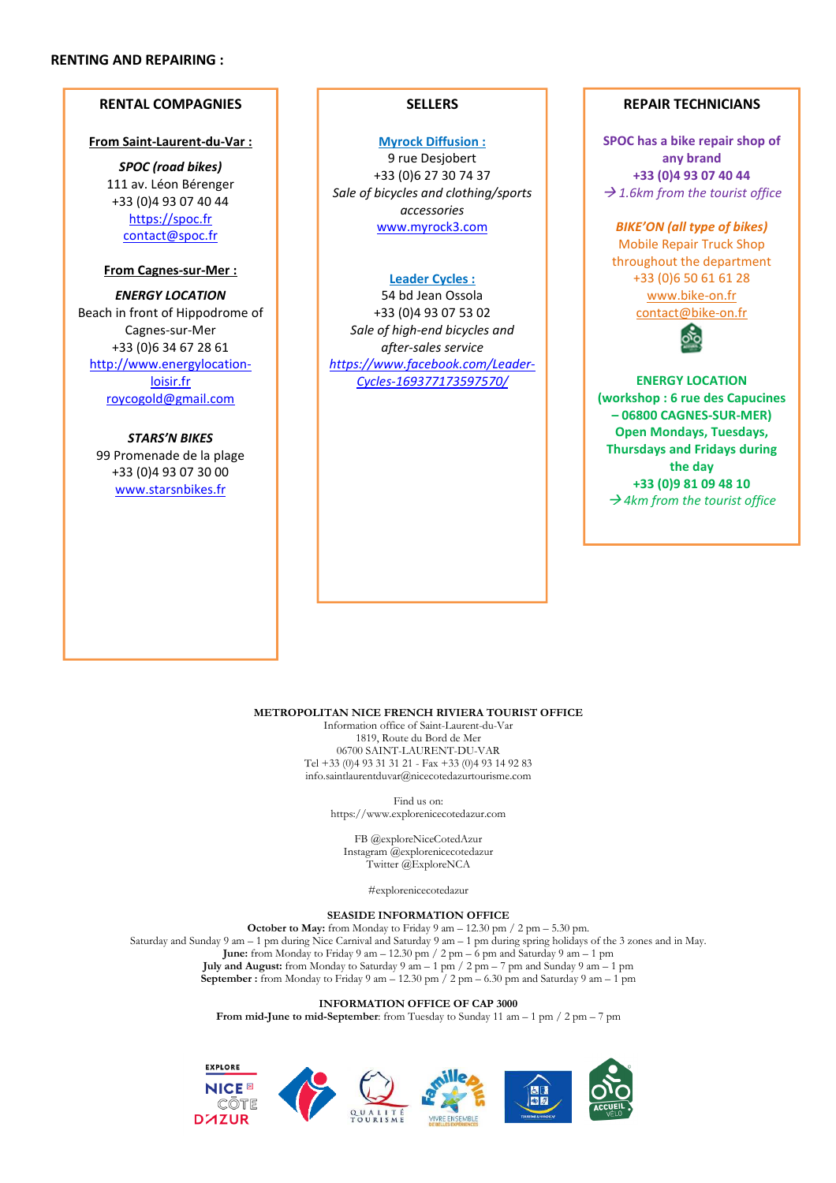**RENTING AND REPAIRING :**

### RENTAL COMPAGNIES

**From Saint-Laurent-du-Var :**

***SPOC (road bikes)***
111 av. Léon Bérenger
+33 (0)4 93 07 40 44
https://spoc.fr
contact@spoc.fr

**From Cagnes-sur-Mer :**

***ENERGY LOCATION***
Beach in front of Hippodrome of Cagnes-sur-Mer
+33 (0)6 34 67 28 61
http://www.energylocation-loisir.fr
roycogold@gmail.com

***STARS'N BIKES***
99 Promenade de la plage
+33 (0)4 93 07 30 00
www.starsnbikes.fr

### SELLERS

**Myrock Diffusion :**
9 rue Desjobert
+33 (0)6 27 30 74 37
*Sale of bicycles and clothing/sports accessories*
www.myrock3.com

**Leader Cycles :**
54 bd Jean Ossola
+33 (0)4 93 07 53 02
*Sale of high-end bicycles and after-sales service*
https://www.facebook.com/Leader-Cycles-169377173597570/

### REPAIR TECHNICIANS

**SPOC has a bike repair shop of any brand**
**+33 (0)4 93 07 40 44**
→ *1.6km from the tourist office*

***BIKE'ON (all type of bikes)***
Mobile Repair Truck Shop throughout the department
+33 (0)6 50 61 61 28
www.bike-on.fr
contact@bike-on.fr

**ENERGY LOCATION**
**(workshop : 6 rue des Capucines – 06800 CAGNES-SUR-MER)**
**Open Mondays, Tuesdays, Thursdays and Fridays during the day**
**+33 (0)9 81 09 48 10**
→ *4km from the tourist office*

**METROPOLITAN NICE FRENCH RIVIERA TOURIST OFFICE**
Information office of Saint-Laurent-du-Var
1819, Route du Bord de Mer
06700 SAINT-LAURENT-DU-VAR
Tel +33 (0)4 93 31 31 21 - Fax +33 (0)4 93 14 92 83
info.saintlaurentduvar@nicecotedazurtourisme.com

Find us on:
https://www.explorenicecotedazur.com

FB @exploreNiceCotedAzur
Instagram @explorenicecotedazur
Twitter @ExploreNCA

#explorenicecotedazur

**SEASIDE INFORMATION OFFICE**
**October to May:** from Monday to Friday 9 am – 12.30 pm / 2 pm – 5.30 pm.
Saturday and Sunday 9 am – 1 pm during Nice Carnival and Saturday 9 am – 1 pm during spring holidays of the 3 zones and in May.
**June:** from Monday to Friday 9 am – 12.30 pm / 2 pm – 6 pm and Saturday 9 am – 1 pm
**July and August:** from Monday to Saturday 9 am – 1 pm / 2 pm – 7 pm and Sunday 9 am – 1 pm
**September :** from Monday to Friday 9 am – 12.30 pm / 2 pm – 6.30 pm and Saturday 9 am – 1 pm

**INFORMATION OFFICE OF CAP 3000**
**From mid-June to mid-September**: from Tuesday to Sunday 11 am – 1 pm / 2 pm – 7 pm